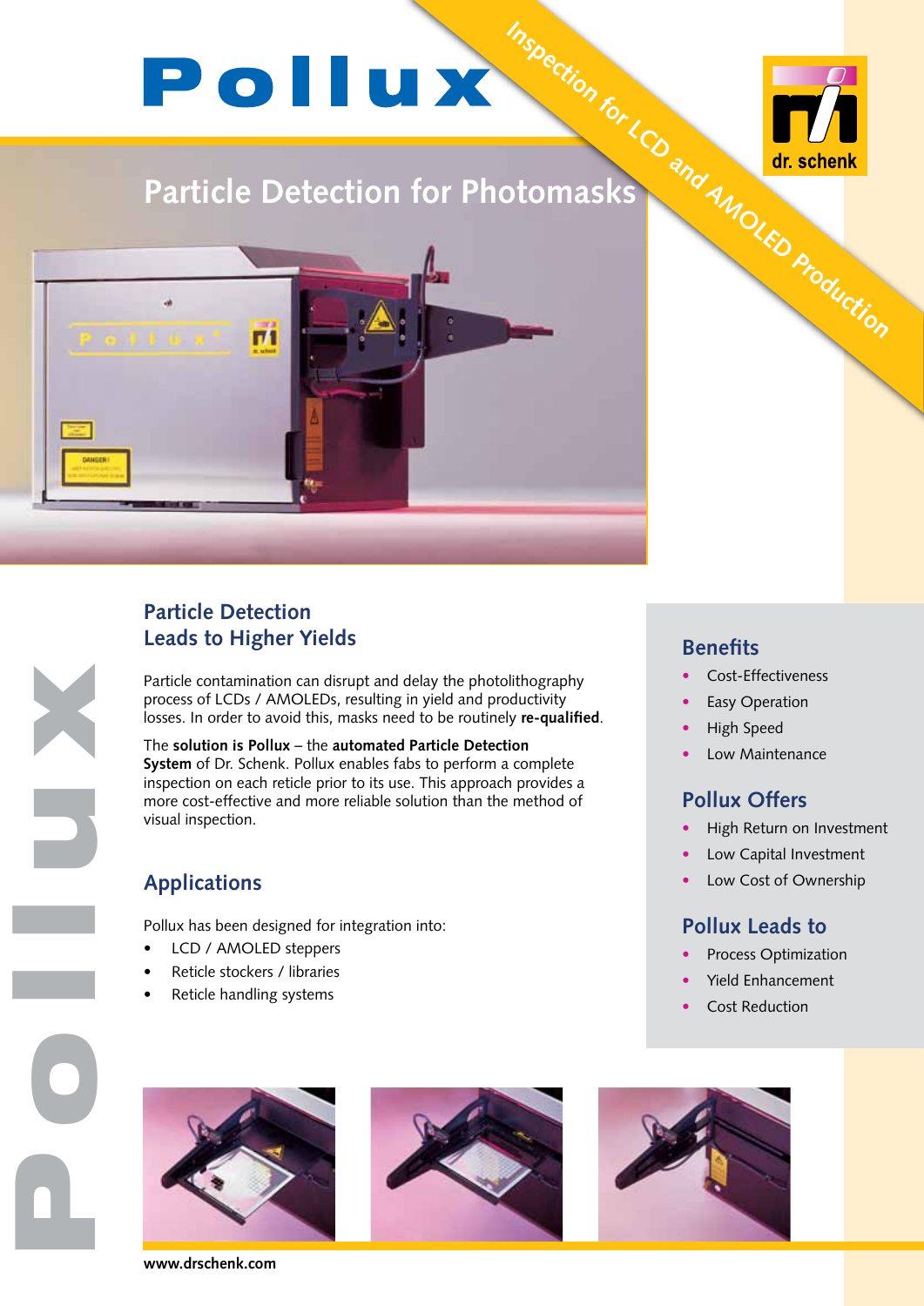# Pollux

Inspection for LCD and AMOLED Production

dr. schenk

## Particle Detection for Photomasks

## Particle Detection Leads to Higher Yields

Particle contamination can disrupt and delay the photolithography process of LCDs / AMOLEDs, resulting in yield and productivity losses. In order to avoid this, masks need to be routinely **re-qualified**.

The **solution is Pollux** – the **automated Particle Detection System** of Dr. Schenk. Pollux enables fabs to perform a complete inspection on each reticle prior to its use. This approach provides a more cost-effective and more reliable solution than the method of visual inspection.

## Applications

Pollux has been designed for integration into:

- LCD / AMOLED steppers
- Reticle stockers / libraries
- Reticle handling systems

## Benefits

- Cost-Effectiveness
- Easy Operation
- High Speed
- Low Maintenance

## Pollux Offers

- High Return on Investment
- Low Capital Investment
- Low Cost of Ownership

## Pollux Leads to

- Process Optimization
- Yield Enhancement
- Cost Reduction

www.drschenk.com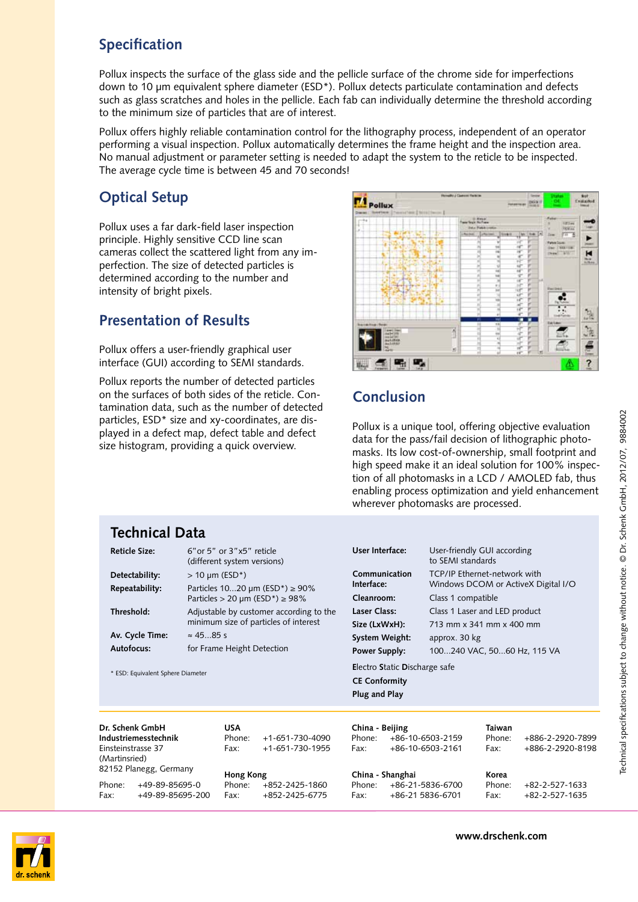## Specification

Pollux inspects the surface of the glass side and the pellicle surface of the chrome side for imperfections down to 10 µm equivalent sphere diameter (ESD*). Pollux detects particulate contamination and defects such as glass scratches and holes in the pellicle. Each fab can individually determine the threshold according to the minimum size of particles that are of interest.

Pollux offers highly reliable contamination control for the lithography process, independent of an operator performing a visual inspection. Pollux automatically determines the frame height and the inspection area. No manual adjustment or parameter setting is needed to adapt the system to the reticle to be inspected. The average cycle time is between 45 and 70 seconds!

## Optical Setup

Pollux uses a far dark-field laser inspection principle. Highly sensitive CCD line scan cameras collect the scattered light from any imperfection. The size of detected particles is determined according to the number and intensity of bright pixels.

## Presentation of Results

Pollux offers a user-friendly graphical user interface (GUI) according to SEMI standards.

Pollux reports the number of detected particles on the surfaces of both sides of the reticle. Contamination data, such as the number of detected particles, ESD* size and xy-coordinates, are displayed in a defect map, defect table and defect size histogram, providing a quick overview.

## Conclusion

Pollux is a unique tool, offering objective evaluation data for the pass/fail decision of lithographic photomasks. Its low cost-of-ownership, small footprint and high speed make it an ideal solution for 100% inspection of all photomasks in a LCD / AMOLED fab, thus enabling process optimization and yield enhancement wherever photomasks are processed.

## Technical Data

| | |
|---|---|
| **Reticle Size:** | 6"or 5" or 3"x5" reticle (different system versions) |
| **Detectability:** | > 10 µm (ESD*) |
| **Repeatability:** | Particles 10...20 µm (ESD*) ≥ 90%<br>Particles > 20 µm (ESD*) ≥ 98% |
| **Threshold:** | Adjustable by customer according to the minimum size of particles of interest |
| **Av. Cycle Time:** | ≈ 45...85 s |
| **Autofocus:** | for Frame Height Detection |
| **User Interface:** | User-friendly GUI according to SEMI standards |
| **Communication Interface:** | TCP/IP Ethernet-network with Windows DCOM or ActiveX Digital I/O |
| **Cleanroom:** | Class 1 compatible |
| **Laser Class:** | Class 1 Laser and LED product |
| **Size (LxWxH):** | 713 mm x 341 mm x 400 mm |
| **System Weight:** | approx. 30 kg |
| **Power Supply:** | 100...240 VAC, 50...60 Hz, 115 VA |

Electro Static Discharge safe

**CE Conformity**

**Plug and Play**

* ESD: Equivalent Sphere Diameter

**Dr. Schenk GmbH**
**Industriemesstechnik**
Einsteinstrasse 37
(Martinsried)
82152 Planegg, Germany
Phone: +49-89-85695-0
Fax: +49-89-85695-200

**USA**
Phone: +1-651-730-4090
Fax: +1-651-730-1955

**Hong Kong**
Phone: +852-2425-1860
Fax: +852-2425-6775

**China - Beijing**
Phone: +86-10-6503-2159
Fax: +86-10-6503-2161

**China - Shanghai**
Phone: +86-21-5836-6700
Fax: +86-21 5836-6701

**Taiwan**
Phone: +886-2-2920-7899
Fax: +886-2-2920-8198

**Korea**
Phone: +82-2-527-1633
Fax: +82-2-527-1635

**www.drschenk.com**

Technical specifications subject to change without notice. © Dr. Schenk GmbH, 2012/07, 9884002